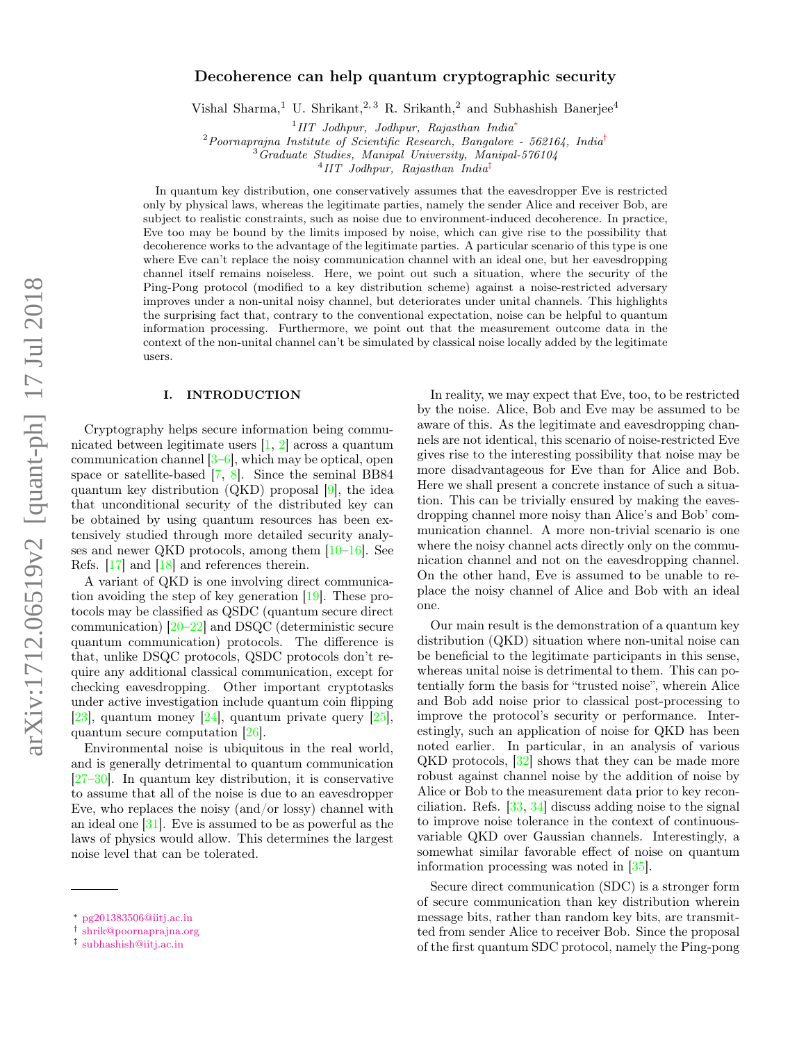# Decoherence can help quantum cryptographic security

Vishal Sharma,[1] U. Shrikant,[2,3] R. Srikanth,[2] and Subhashish Banerjee[4]

[1] IIT Jodhpur, Jodhpur, Rajasthan India*

[2] Poornaprajna Institute of Scientific Research, Bangalore - 562164, India†

[3] Graduate Studies, Manipal University, Manipal-576104

[4] IIT Jodhpur, Rajasthan India‡

In quantum key distribution, one conservatively assumes that the eavesdropper Eve is restricted only by physical laws, whereas the legitimate parties, namely the sender Alice and receiver Bob, are subject to realistic constraints, such as noise due to environment-induced decoherence. In practice, Eve too may be bound by the limits imposed by noise, which can give rise to the possibility that decoherence works to the advantage of the legitimate parties. A particular scenario of this type is one where Eve can't replace the noisy communication channel with an ideal one, but her eavesdropping channel itself remains noiseless. Here, we point out such a situation, where the security of the Ping-Pong protocol (modified to a key distribution scheme) against a noise-restricted adversary improves under a non-unital noisy channel, but deteriorates under unital channels. This highlights the surprising fact that, contrary to the conventional expectation, noise can be helpful to quantum information processing. Furthermore, we point out that the measurement outcome data in the context of the non-unital channel can't be simulated by classical noise locally added by the legitimate users.

## I. INTRODUCTION

Cryptography helps secure information being communicated between legitimate users [1, 2] across a quantum communication channel [3–6], which may be optical, open space or satellite-based [7, 8]. Since the seminal BB84 quantum key distribution (QKD) proposal [9], the idea that unconditional security of the distributed key can be obtained by using quantum resources has been extensively studied through more detailed security analyses and newer QKD protocols, among them [10–16]. See Refs. [17] and [18] and references therein.

A variant of QKD is one involving direct communication avoiding the step of key generation [19]. These protocols may be classified as QSDC (quantum secure direct communication) [20–22] and DSQC (deterministic secure quantum communication) protocols. The difference is that, unlike DSQC protocols, QSDC protocols don't require any additional classical communication, except for checking eavesdropping. Other important cryptotasks under active investigation include quantum coin flipping [23], quantum money [24], quantum private query [25], quantum secure computation [26].

Environmental noise is ubiquitous in the real world, and is generally detrimental to quantum communication [27–30]. In quantum key distribution, it is conservative to assume that all of the noise is due to an eavesdropper Eve, who replaces the noisy (and/or lossy) channel with an ideal one [31]. Eve is assumed to be as powerful as the laws of physics would allow. This determines the largest noise level that can be tolerated.

In reality, we may expect that Eve, too, to be restricted by the noise. Alice, Bob and Eve may be assumed to be aware of this. As the legitimate and eavesdropping channels are not identical, this scenario of noise-restricted Eve gives rise to the interesting possibility that noise may be more disadvantageous for Eve than for Alice and Bob. Here we shall present a concrete instance of such a situation. This can be trivially ensured by making the eavesdropping channel more noisy than Alice's and Bob' communication channel. A more non-trivial scenario is one where the noisy channel acts directly only on the communication channel and not on the eavesdropping channel. On the other hand, Eve is assumed to be unable to replace the noisy channel of Alice and Bob with an ideal one.

Our main result is the demonstration of a quantum key distribution (QKD) situation where non-unital noise can be beneficial to the legitimate participants in this sense, whereas unital noise is detrimental to them. This can potentially form the basis for "trusted noise", wherein Alice and Bob add noise prior to classical post-processing to improve the protocol's security or performance. Interestingly, such an application of noise for QKD has been noted earlier. In particular, in an analysis of various QKD protocols, [32] shows that they can be made more robust against channel noise by the addition of noise by Alice or Bob to the measurement data prior to key reconciliation. Refs. [33, 34] discuss adding noise to the signal to improve noise tolerance in the context of continuous-variable QKD over Gaussian channels. Interestingly, a somewhat similar favorable effect of noise on quantum information processing was noted in [35].

Secure direct communication (SDC) is a stronger form of secure communication than key distribution wherein message bits, rather than random key bits, are transmitted from sender Alice to receiver Bob. Since the proposal of the first quantum SDC protocol, namely the Ping-pong

* pg201383506@iitj.ac.in
† shrik@poornaprajna.org
‡ subhashish@iitj.ac.in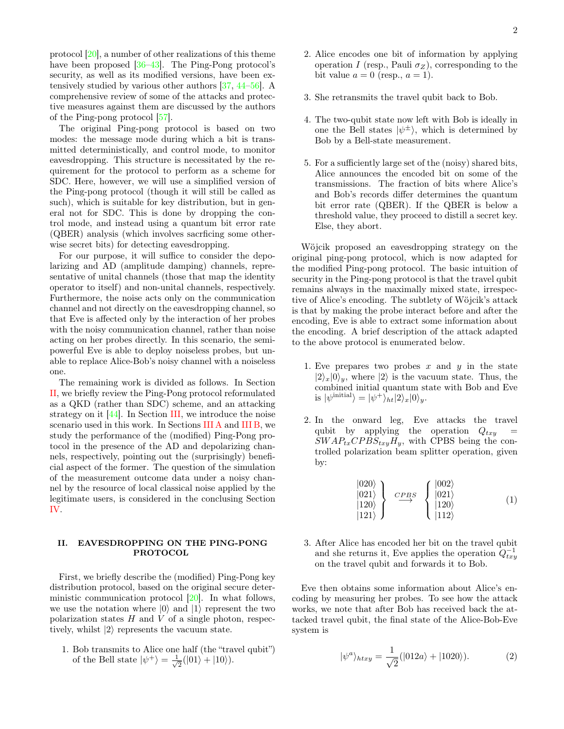protocol [20], a number of other realizations of this theme have been proposed [36–43]. The Ping-Pong protocol's security, as well as its modified versions, have been extensively studied by various other authors [37, 44–56]. A comprehensive review of some of the attacks and protective measures against them are discussed by the authors of the Ping-pong protocol [57].

The original Ping-pong protocol is based on two modes: the message mode during which a bit is transmitted deterministically, and control mode, to monitor eavesdropping. This structure is necessitated by the requirement for the protocol to perform as a scheme for SDC. Here, however, we will use a simplified version of the Ping-pong protocol (though it will still be called as such), which is suitable for key distribution, but in general not for SDC. This is done by dropping the control mode, and instead using a quantum bit error rate (QBER) analysis (which involves sacrficing some otherwise secret bits) for detecting eavesdropping.

For our purpose, it will suffice to consider the depolarizing and AD (amplitude damping) channels, representative of unital channels (those that map the identity operator to itself) and non-unital channels, respectively. Furthermore, the noise acts only on the communication channel and not directly on the eavesdropping channel, so that Eve is affected only by the interaction of her probes with the noisy communication channel, rather than noise acting on her probes directly. In this scenario, the semi-powerful Eve is able to deploy noiseless probes, but unable to replace Alice-Bob's noisy channel with a noiseless one.

The remaining work is divided as follows. In Section II, we briefly review the Ping-Pong protocol reformulated as a QKD (rather than SDC) scheme, and an attacking strategy on it [44]. In Section III, we introduce the noise scenario used in this work. In Sections III A and III B, we study the performance of the (modified) Ping-Pong protocol in the presence of the AD and depolarizing channels, respectively, pointing out the (surprisingly) beneficial aspect of the former. The question of the simulation of the measurement outcome data under a noisy channel by the resource of local classical noise applied by the legitimate users, is considered in the conclusing Section IV.

## II. EAVESDROPPING ON THE PING-PONG PROTOCOL

First, we briefly describe the (modified) Ping-Pong key distribution protocol, based on the original secure deterministic communication protocol [20]. In what follows, we use the notation where $|0\rangle$ and $|1\rangle$ represent the two polarization states $H$ and $V$ of a single photon, respectively, whilst $|2\rangle$ represents the vacuum state.

1. Bob transmits to Alice one half (the "travel qubit") of the Bell state $|\psi^+\rangle = \frac{1}{\sqrt{2}}(|01\rangle + |10\rangle)$.

2. Alice encodes one bit of information by applying operation $I$ (resp., Pauli $\sigma_Z$), corresponding to the bit value $a = 0$ (resp., $a = 1$).

3. She retransmits the travel qubit back to Bob.

4. The two-qubit state now left with Bob is ideally in one the Bell states $|\psi^{\pm}\rangle$, which is determined by Bob by a Bell-state measurement.

5. For a sufficiently large set of the (noisy) shared bits, Alice announces the encoded bit on some of the transmissions. The fraction of bits where Alice's and Bob's records differ determines the quantum bit error rate (QBER). If the QBER is below a threshold value, they proceed to distill a secret key. Else, they abort.

Wöjcik proposed an eavesdropping strategy on the original ping-pong protocol, which is now adapted for the modified Ping-pong protocol. The basic intuition of security in the Ping-pong protocol is that the travel qubit remains always in the maximally mixed state, irrespective of Alice's encoding. The subtlety of Wöjcik's attack is that by making the probe interact before and after the encoding, Eve is able to extract some information about the encoding. A brief description of the attack adapted to the above protocol is enumerated below.

1. Eve prepares two probes $x$ and $y$ in the state $|2\rangle_x|0\rangle_y$, where $|2\rangle$ is the vacuum state. Thus, the combined initial quantum state with Bob and Eve is $|\psi^{\text{initial}}\rangle = |\psi^+\rangle_{ht}|2\rangle_x|0\rangle_y$.

2. In the onward leg, Eve attacks the travel qubit by applying the operation $Q_{txy} = SWAP_{tx}CPBS_{txy}H_y$, with CPBS being the controlled polarization beam splitter operation, given by:

$$\left.\begin{array}{c}|020\rangle\\|021\rangle\\|120\rangle\\|121\rangle\end{array}\right\} \overset{CPBS}{\longrightarrow} \left\{\begin{array}{c}|002\rangle\\|021\rangle\\|120\rangle\\|112\rangle\end{array}\right. \tag{1}$$

3. After Alice has encoded her bit on the travel qubit and she returns it, Eve applies the operation $Q^{-1}_{txy}$ on the travel qubit and forwards it to Bob.

Eve then obtains some information about Alice's encoding by measuring her probes. To see how the attack works, we note that after Bob has received back the attacked travel qubit, the final state of the Alice-Bob-Eve system is

$$|\psi^a\rangle_{htxy} = \frac{1}{\sqrt{2}}(|012a\rangle + |1020\rangle). \tag{2}$$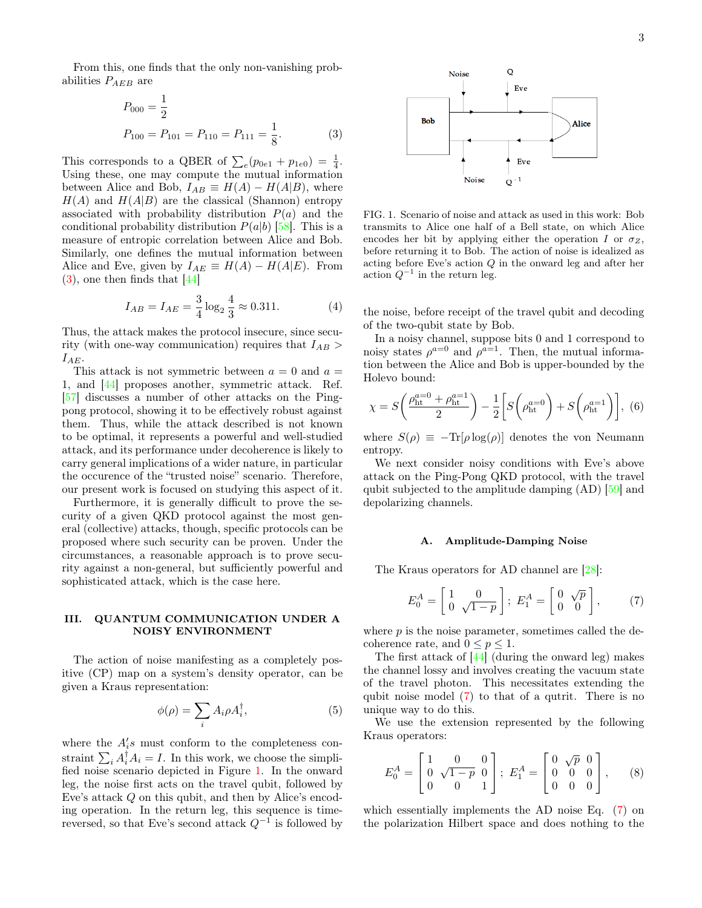From this, one finds that the only non-vanishing probabilities $P_{AEB}$ are

$$
\begin{aligned}
P_{000} &= \frac{1}{2} \\
P_{100} &= P_{101} = P_{110} = P_{111} = \frac{1}{8}.
\end{aligned} \tag{3}
$$

This corresponds to a QBER of $\sum_e (p_{0e1} + p_{1e0}) = \frac{1}{4}$. Using these, one may compute the mutual information between Alice and Bob, $I_{AB} \equiv H(A) - H(A|B)$, where $H(A)$ and $H(A|B)$ are the classical (Shannon) entropy associated with probability distribution $P(a)$ and the conditional probability distribution $P(a|b)$ [58]. This is a measure of entropic correlation between Alice and Bob. Similarly, one defines the mutual information between Alice and Eve, given by $I_{AE} \equiv H(A) - H(A|E)$. From (3), one then finds that [44]

$$
I_{AB} = I_{AE} = \frac{3}{4}\log_2\frac{4}{3} \approx 0.311. \tag{4}
$$

Thus, the attack makes the protocol insecure, since security (with one-way communication) requires that $I_{AB} > I_{AE}$.

This attack is not symmetric between $a = 0$ and $a = 1$, and [44] proposes another, symmetric attack. Ref. [57] discusses a number of other attacks on the Ping-pong protocol, showing it to be effectively robust against them. Thus, while the attack described is not known to be optimal, it represents a powerful and well-studied attack, and its performance under decoherence is likely to carry general implications of a wider nature, in particular the occurence of the "trusted noise" scenario. Therefore, our present work is focused on studying this aspect of it.

Furthermore, it is generally difficult to prove the security of a given QKD protocol against the most general (collective) attacks, though, specific protocols can be proposed where such security can be proven. Under the circumstances, a reasonable approach is to prove security against a non-general, but sufficiently powerful and sophisticated attack, which is the case here.

## III. QUANTUM COMMUNICATION UNDER A NOISY ENVIRONMENT

The action of noise manifesting as a completely positive (CP) map on a system's density operator, can be given a Kraus representation:

$$
\phi(\rho) = \sum_i A_i \rho A_i^\dagger, \tag{5}
$$

where the $A_i's$ must conform to the completeness constraint $\sum_i A_i^\dagger A_i = I$. In this work, we choose the simplified noise scenario depicted in Figure 1. In the onward leg, the noise first acts on the travel qubit, followed by Eve's attack $Q$ on this qubit, and then by Alice's encoding operation. In the return leg, this sequence is time-reversed, so that Eve's second attack $Q^{-1}$ is followed by the noise, before receipt of the travel qubit and decoding of the two-qubit state by Bob.

FIG. 1. Scenario of noise and attack as used in this work: Bob transmits to Alice one half of a Bell state, on which Alice encodes her bit by applying either the operation $I$ or $\sigma_Z$, before returning it to Bob. The action of noise is idealized as acting before Eve's action $Q$ in the onward leg and after her action $Q^{-1}$ in the return leg.

In a noisy channel, suppose bits 0 and 1 correspond to noisy states $\rho^{a=0}$ and $\rho^{a=1}$. Then, the mutual information between the Alice and Bob is upper-bounded by the Holevo bound:

$$
\chi = S\left(\frac{\rho_{\rm ht}^{a=0} + \rho_{\rm ht}^{a=1}}{2}\right) - \frac{1}{2}\left[S\left(\rho_{\rm ht}^{a=0}\right) + S\left(\rho_{\rm ht}^{a=1}\right)\right], \tag{6}
$$

where $S(\rho) \equiv -\mathrm{Tr}[\rho\log(\rho)]$ denotes the von Neumann entropy.

We next consider noisy conditions with Eve's above attack on the Ping-Pong QKD protocol, with the travel qubit subjected to the amplitude damping (AD) [59] and depolarizing channels.

### A. Amplitude-Damping Noise

The Kraus operators for AD channel are [28]:

$$
E_0^A = \begin{bmatrix} 1 & 0 \\ 0 & \sqrt{1-p} \end{bmatrix};\ E_1^A = \begin{bmatrix} 0 & \sqrt{p} \\ 0 & 0 \end{bmatrix}, \tag{7}
$$

where $p$ is the noise parameter, sometimes called the decoherence rate, and $0 \le p \le 1$.

The first attack of [44] (during the onward leg) makes the channel lossy and involves creating the vacuum state of the travel photon. This necessitates extending the qubit noise model (7) to that of a qutrit. There is no unique way to do this.

We use the extension represented by the following Kraus operators:

$$
E_0^A = \begin{bmatrix} 1 & 0 & 0 \\ 0 & \sqrt{1-p} & 0 \\ 0 & 0 & 1 \end{bmatrix};\ E_1^A = \begin{bmatrix} 0 & \sqrt{p} & 0 \\ 0 & 0 & 0 \\ 0 & 0 & 0 \end{bmatrix}, \tag{8}
$$

which essentially implements the AD noise Eq. (7) on the polarization Hilbert space and does nothing to the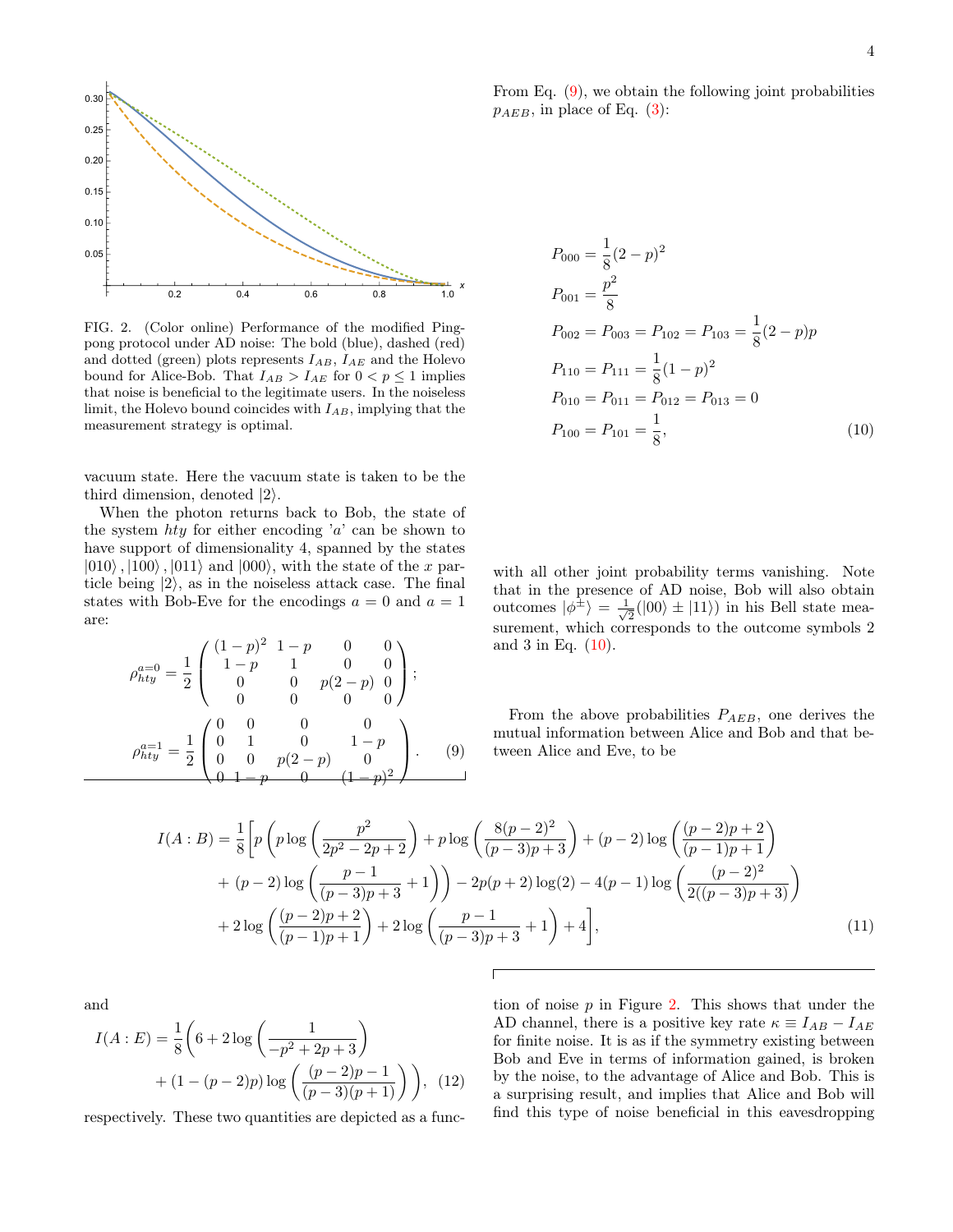FIG. 2. (Color online) Performance of the modified Ping-pong protocol under AD noise: The bold (blue), dashed (red) and dotted (green) plots represents $I_{AB}$, $I_{AE}$ and the Holevo bound for Alice-Bob. That $I_{AB} > I_{AE}$ for $0 < p \leq 1$ implies that noise is beneficial to the legitimate users. In the noiseless limit, the Holevo bound coincides with $I_{AB}$, implying that the measurement strategy is optimal.

vacuum state. Here the vacuum state is taken to be the third dimension, denoted $|2\rangle$.

When the photon returns back to Bob, the state of the system $hty$ for either encoding '$a$' can be shown to have support of dimensionality 4, spanned by the states $|010\rangle, |100\rangle, |011\rangle$ and $|000\rangle$, with the state of the $x$ particle being $|2\rangle$, as in the noiseless attack case. The final states with Bob-Eve for the encodings $a = 0$ and $a = 1$ are:

$$
\rho_{hty}^{a=0} = \frac{1}{2}\begin{pmatrix} (1-p)^2 & 1-p & 0 & 0 \\ 1-p & 1 & 0 & 0 \\ 0 & 0 & p(2-p) & 0 \\ 0 & 0 & 0 & 0 \end{pmatrix};
$$

$$
\rho_{hty}^{a=1} = \frac{1}{2}\begin{pmatrix} 0 & 0 & 0 & 0 \\ 0 & 1 & 0 & 1-p \\ 0 & 0 & p(2-p) & 0 \\ 0 & 1-p & 0 & (1-p)^2 \end{pmatrix}. \quad (9)
$$

From Eq. (9), we obtain the following joint probabilities $p_{AEB}$, in place of Eq. (3):

$$
\begin{aligned}
P_{000} &= \frac{1}{8}(2-p)^2 \\
P_{001} &= \frac{p^2}{8} \\
P_{002} &= P_{003} = P_{102} = P_{103} = \frac{1}{8}(2-p)p \\
P_{110} &= P_{111} = \frac{1}{8}(1-p)^2 \\
P_{010} &= P_{011} = P_{012} = P_{013} = 0 \\
P_{100} &= P_{101} = \frac{1}{8},
\end{aligned} \quad (10)
$$

with all other joint probability terms vanishing. Note that in the presence of AD noise, Bob will also obtain outcomes $|\phi^{\pm}\rangle = \frac{1}{\sqrt{2}}(|00\rangle \pm |11\rangle)$ in his Bell state measurement, which corresponds to the outcome symbols 2 and 3 in Eq. (10).

From the above probabilities $P_{AEB}$, one derives the mutual information between Alice and Bob and that between Alice and Eve, to be

$$
\begin{aligned}
I(A:B) = \frac{1}{8}\Bigg[ & p\left(p\log\left(\frac{p^2}{2p^2-2p+2}\right) + p\log\left(\frac{8(p-2)^2}{(p-3)p+3}\right) + (p-2)\log\left(\frac{(p-2)p+2}{(p-1)p+1}\right)\right. \\
& \left. + (p-2)\log\left(\frac{p-1}{(p-3)p+3}+1\right)\right) - 2p(p+2)\log(2) - 4(p-1)\log\left(\frac{(p-2)^2}{2((p-3)p+3)}\right) \\
& + 2\log\left(\frac{(p-2)p+2}{(p-1)p+1}\right) + 2\log\left(\frac{p-1}{(p-3)p+3}+1\right) + 4\Bigg],
\end{aligned} \quad (11)
$$

and

$$
I(A:E) = \frac{1}{8}\Bigg(6 + 2\log\left(\frac{1}{-p^2+2p+3}\right) + (1-(p-2)p)\log\left(\frac{(p-2)p-1}{(p-3)(p+1)}\right)\Bigg), \quad (12)
$$

respectively. These two quantities are depicted as a function of noise $p$ in Figure 2. This shows that under the AD channel, there is a positive key rate $\kappa \equiv I_{AB} - I_{AE}$ for finite noise. It is as if the symmetry existing between Bob and Eve in terms of information gained, is broken by the noise, to the advantage of Alice and Bob. This is a surprising result, and implies that Alice and Bob will find this type of noise beneficial in this eavesdropping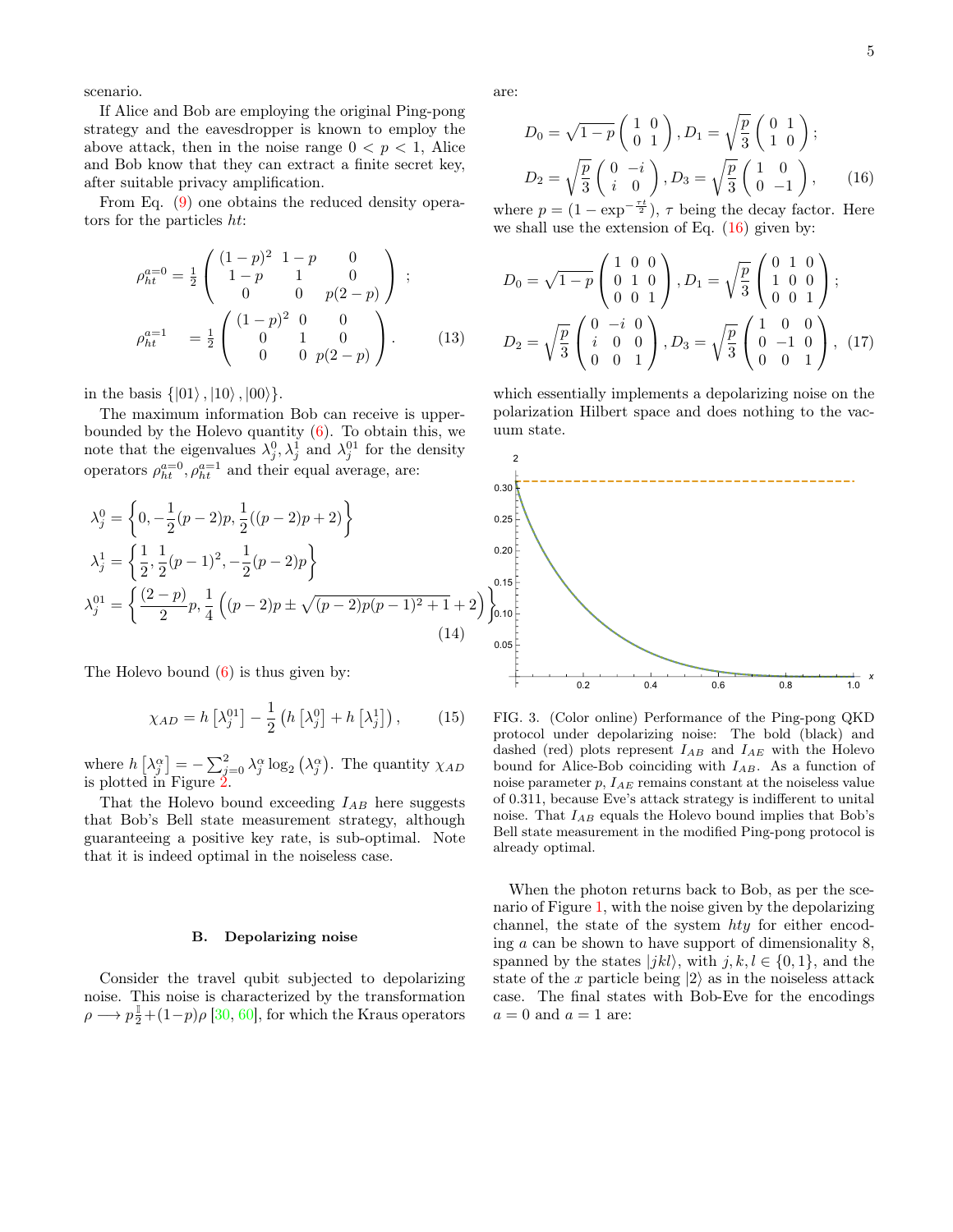scenario.

If Alice and Bob are employing the original Ping-pong strategy and the eavesdropper is known to employ the above attack, then in the noise range $0 < p < 1$, Alice and Bob know that they can extract a finite secret key, after suitable privacy amplification.

From Eq. (9) one obtains the reduced density operators for the particles $ht$:

$$
\rho_{ht}^{a=0} = \frac{1}{2}\begin{pmatrix} (1-p)^2 & 1-p & 0 \\ 1-p & 1 & 0 \\ 0 & 0 & p(2-p) \end{pmatrix} ;
$$

$$
\rho_{ht}^{a=1} \quad = \frac{1}{2}\begin{pmatrix} (1-p)^2 & 0 & 0 \\ 0 & 1 & 0 \\ 0 & 0 & p(2-p) \end{pmatrix} . \tag{13}
$$

in the basis $\{|01\rangle, |10\rangle, |00\rangle\}$.

The maximum information Bob can receive is upper-bounded by the Holevo quantity (6). To obtain this, we note that the eigenvalues $\lambda_j^0, \lambda_j^1$ and $\lambda_j^{01}$ for the density operators $\rho_{ht}^{a=0}, \rho_{ht}^{a=1}$ and their equal average, are:

$$
\lambda_j^0 = \left\{0, -\frac{1}{2}(p-2)p, \frac{1}{2}((p-2)p+2)\right\}
$$

$$
\lambda_j^1 = \left\{\frac{1}{2}, \frac{1}{2}(p-1)^2, -\frac{1}{2}(p-2)p\right\}
$$

$$
\lambda_j^{01} = \left\{\frac{(2-p)}{2}p, \frac{1}{4}\left((p-2)p \pm \sqrt{(p-2)p(p-1)^2+1}+2\right)\right\} \tag{14}
$$

The Holevo bound (6) is thus given by:

$$
\chi_{AD} = h\left[\lambda_j^{01}\right] - \frac{1}{2}\left(h\left[\lambda_j^0\right] + h\left[\lambda_j^1\right]\right), \tag{15}
$$

where $h\left[\lambda_j^\alpha\right] = -\sum_{j=0}^2 \lambda_j^\alpha \log_2\left(\lambda_j^\alpha\right)$. The quantity $\chi_{AD}$ is plotted in Figure 2.

That the Holevo bound exceeding $I_{AB}$ here suggests that Bob's Bell state measurement strategy, although guaranteeing a positive key rate, is sub-optimal. Note that it is indeed optimal in the noiseless case.

### B. Depolarizing noise

Consider the travel qubit subjected to depolarizing noise. This noise is characterized by the transformation $\rho \longrightarrow p\frac{\mathbb{I}}{2} + (1-p)\rho$ [30, 60], for which the Kraus operators are:

$$
D_0 = \sqrt{1-p}\begin{pmatrix} 1 & 0 \\ 0 & 1 \end{pmatrix}, D_1 = \sqrt{\frac{p}{3}}\begin{pmatrix} 0 & 1 \\ 1 & 0 \end{pmatrix};
$$

$$
D_2 = \sqrt{\frac{p}{3}}\begin{pmatrix} 0 & -i \\ i & 0 \end{pmatrix}, D_3 = \sqrt{\frac{p}{3}}\begin{pmatrix} 1 & 0 \\ 0 & -1 \end{pmatrix}, \tag{16}
$$

where $p = (1 - \exp^{-\frac{\tau t}{2}})$, $\tau$ being the decay factor. Here we shall use the extension of Eq. (16) given by:

$$
D_0 = \sqrt{1-p}\begin{pmatrix} 1 & 0 & 0 \\ 0 & 1 & 0 \\ 0 & 0 & 1 \end{pmatrix}, D_1 = \sqrt{\frac{p}{3}}\begin{pmatrix} 0 & 1 & 0 \\ 1 & 0 & 0 \\ 0 & 0 & 1 \end{pmatrix};
$$

$$
D_2 = \sqrt{\frac{p}{3}}\begin{pmatrix} 0 & -i & 0 \\ i & 0 & 0 \\ 0 & 0 & 1 \end{pmatrix}, D_3 = \sqrt{\frac{p}{3}}\begin{pmatrix} 1 & 0 & 0 \\ 0 & -1 & 0 \\ 0 & 0 & 1 \end{pmatrix}, \tag{17}
$$

which essentially implements a depolarizing noise on the polarization Hilbert space and does nothing to the vacuum state.

FIG. 3. (Color online) Performance of the Ping-pong QKD protocol under depolarizing noise: The bold (black) and dashed (red) plots represent $I_{AB}$ and $I_{AE}$ with the Holevo bound for Alice-Bob coinciding with $I_{AB}$. As a function of noise parameter $p$, $I_{AE}$ remains constant at the noiseless value of 0.311, because Eve's attack strategy is indifferent to unital noise. That $I_{AB}$ equals the Holevo bound implies that Bob's Bell state measurement in the modified Ping-pong protocol is already optimal.

When the photon returns back to Bob, as per the scenario of Figure 1, with the noise given by the depolarizing channel, the state of the system $hty$ for either encoding $a$ can be shown to have support of dimensionality 8, spanned by the states $|jkl\rangle$, with $j, k, l \in \{0, 1\}$, and the state of the $x$ particle being $|2\rangle$ as in the noiseless attack case. The final states with Bob-Eve for the encodings $a = 0$ and $a = 1$ are: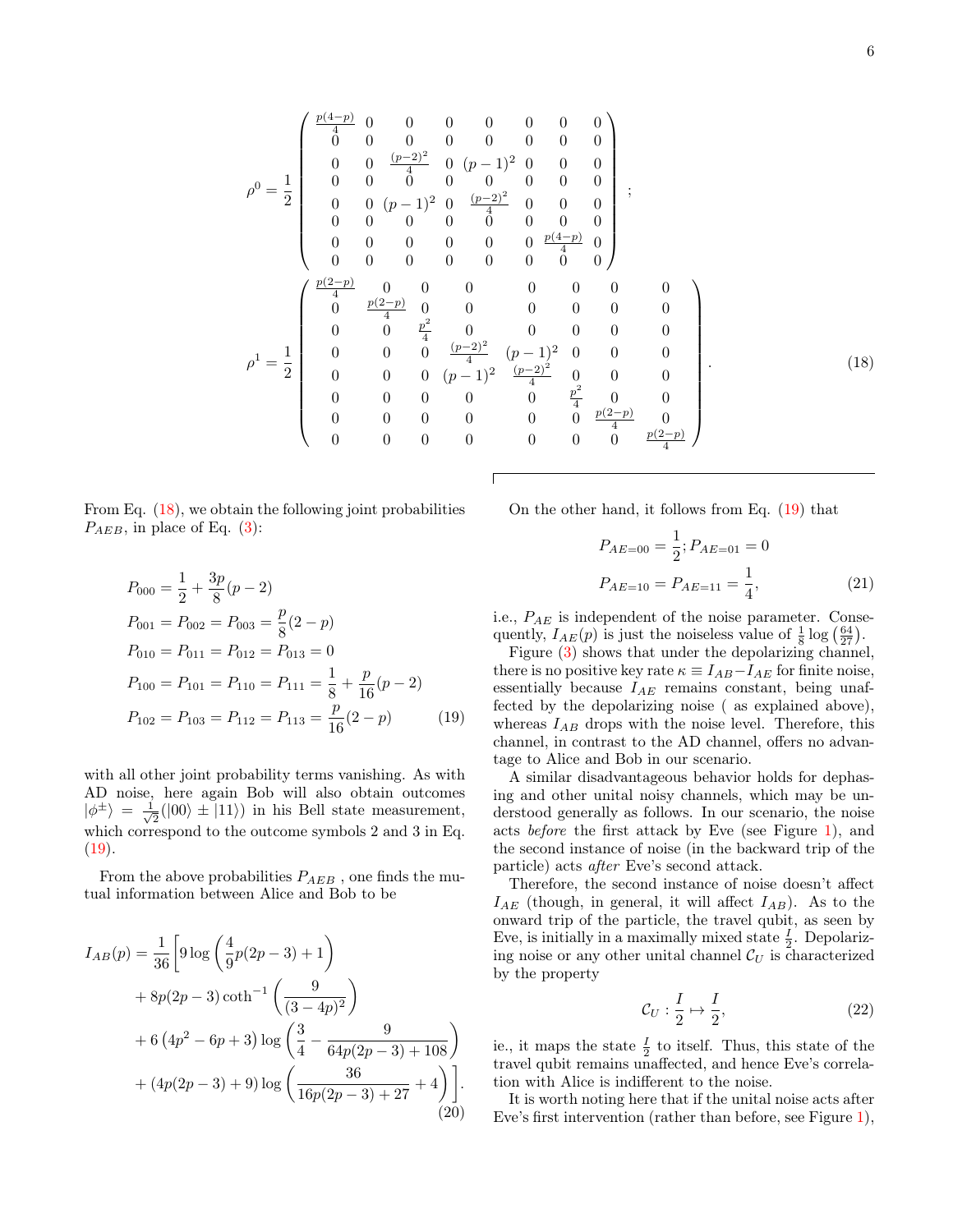$$
\rho^0 = \frac{1}{2}\begin{pmatrix}
\frac{p(4-p)}{4} & 0 & 0 & 0 & 0 & 0 & 0 & 0 \\
0 & 0 & 0 & 0 & 0 & 0 & 0 & 0 \\
0 & 0 & \frac{(p-2)^2}{4} & 0 & (p-1)^2 & 0 & 0 & 0 \\
0 & 0 & 0 & 0 & 0 & 0 & 0 & 0 \\
0 & 0 & (p-1)^2 & 0 & \frac{(p-2)^2}{4} & 0 & 0 & 0 \\
0 & 0 & 0 & 0 & 0 & 0 & 0 & 0 \\
0 & 0 & 0 & 0 & 0 & 0 & \frac{p(4-p)}{4} & 0 \\
0 & 0 & 0 & 0 & 0 & 0 & 0 & 0
\end{pmatrix};
$$

$$
\rho^1 = \frac{1}{2}\begin{pmatrix}
\frac{p(2-p)}{4} & 0 & 0 & 0 & 0 & 0 & 0 & 0 \\
0 & \frac{p(2-p)}{4} & 0 & 0 & 0 & 0 & 0 & 0 \\
0 & 0 & \frac{p^2}{4} & 0 & 0 & 0 & 0 & 0 \\
0 & 0 & 0 & \frac{(p-2)^2}{4} & (p-1)^2 & 0 & 0 & 0 \\
0 & 0 & 0 & (p-1)^2 & \frac{(p-2)^2}{4} & 0 & 0 & 0 \\
0 & 0 & 0 & 0 & 0 & \frac{p^2}{4} & 0 & 0 \\
0 & 0 & 0 & 0 & 0 & 0 & \frac{p(2-p)}{4} & 0 \\
0 & 0 & 0 & 0 & 0 & 0 & 0 & \frac{p(2-p)}{4}
\end{pmatrix}. \tag{18}
$$

From Eq. (18), we obtain the following joint probabilities $P_{AEB}$, in place of Eq. (3):

$$
\begin{aligned}
P_{000} &= \frac{1}{2} + \frac{3p}{8}(p-2) \\
P_{001} &= P_{002} = P_{003} = \frac{p}{8}(2-p) \\
P_{010} &= P_{011} = P_{012} = P_{013} = 0 \\
P_{100} &= P_{101} = P_{110} = P_{111} = \frac{1}{8} + \frac{p}{16}(p-2) \\
P_{102} &= P_{103} = P_{112} = P_{113} = \frac{p}{16}(2-p)
\end{aligned} \tag{19}
$$

with all other joint probability terms vanishing. As with AD noise, here again Bob will also obtain outcomes $|\phi^{\pm}\rangle = \frac{1}{\sqrt{2}}(|00\rangle \pm |11\rangle)$ in his Bell state measurement, which correspond to the outcome symbols 2 and 3 in Eq. (19).

From the above probabilities $P_{AEB}$ , one finds the mutual information between Alice and Bob to be

$$
\begin{aligned}
I_{AB}(p) = \frac{1}{36}\Bigg[& 9\log\left(\frac{4}{9}p(2p-3)+1\right) \\
&+ 8p(2p-3)\coth^{-1}\left(\frac{9}{(3-4p)^2}\right) \\
&+ 6\left(4p^2-6p+3\right)\log\left(\frac{3}{4} - \frac{9}{64p(2p-3)+108}\right) \\
&+ (4p(2p-3)+9)\log\left(\frac{36}{16p(2p-3)+27}+4\right)\Bigg].
\end{aligned} \tag{20}
$$

On the other hand, it follows from Eq. (19) that

$$
\begin{aligned}
P_{AE=00} &= \frac{1}{2}; P_{AE=01} = 0 \\
P_{AE=10} &= P_{AE=11} = \frac{1}{4},
\end{aligned} \tag{21}
$$

i.e., $P_{AE}$ is independent of the noise parameter. Consequently, $I_{AE}(p)$ is just the noiseless value of $\frac{1}{8}\log\left(\frac{64}{27}\right)$.

Figure (3) shows that under the depolarizing channel, there is no positive key rate $\kappa \equiv I_{AB} - I_{AE}$ for finite noise, essentially because $I_{AE}$ remains constant, being unaffected by the depolarizing noise ( as explained above), whereas $I_{AB}$ drops with the noise level. Therefore, this channel, in contrast to the AD channel, offers no advantage to Alice and Bob in our scenario.

A similar disadvantageous behavior holds for dephasing and other unital noisy channels, which may be understood generally as follows. In our scenario, the noise acts *before* the first attack by Eve (see Figure 1), and the second instance of noise (in the backward trip of the particle) acts *after* Eve's second attack.

Therefore, the second instance of noise doesn't affect $I_{AE}$ (though, in general, it will affect $I_{AB}$). As to the onward trip of the particle, the travel qubit, as seen by Eve, is initially in a maximally mixed state $\frac{I}{2}$. Depolarizing noise or any other unital channel $\mathcal{C}_U$ is characterized by the property

$$
\mathcal{C}_U : \frac{I}{2} \mapsto \frac{I}{2}, \tag{22}
$$

ie., it maps the state $\frac{I}{2}$ to itself. Thus, this state of the travel qubit remains unaffected, and hence Eve's correlation with Alice is indifferent to the noise.

It is worth noting here that if the unital noise acts after Eve's first intervention (rather than before, see Figure 1),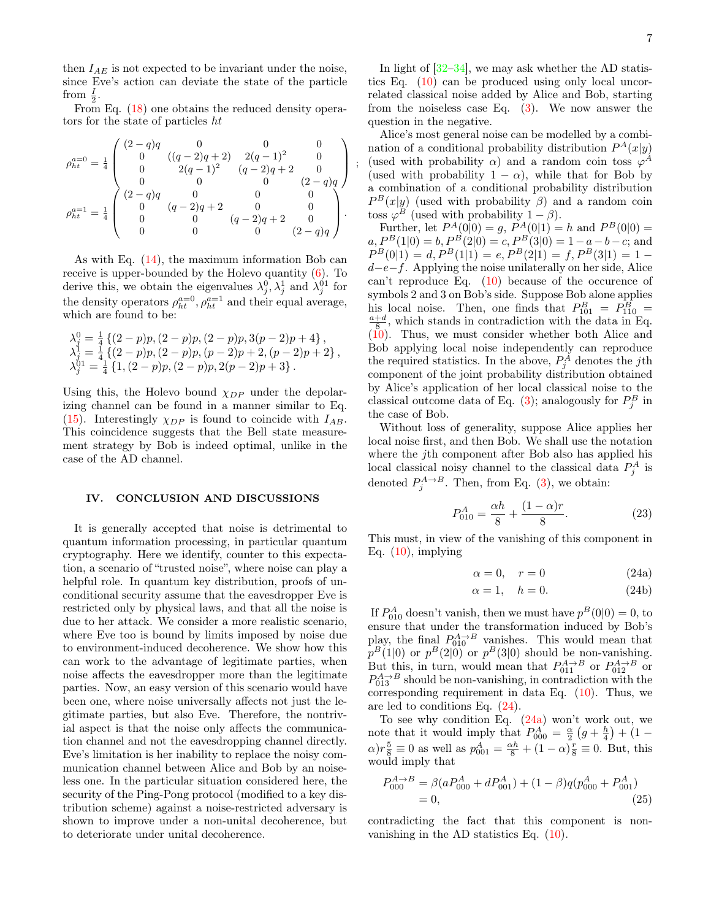then $I_{AE}$ is not expected to be invariant under the noise, since Eve's action can deviate the state of the particle from $\frac{I}{2}$.

From Eq. (18) one obtains the reduced density operators for the state of particles $ht$

$$
\rho_{ht}^{a=0} = \frac{1}{4}\begin{pmatrix} (2-q)q & 0 & 0 & 0 \\ 0 & ((q-2)q+2) & 2(q-1)^2 & 0 \\ 0 & 2(q-1)^2 & (q-2)q+2 & 0 \\ 0 & 0 & 0 & (2-q)q \end{pmatrix};
$$
$$
\rho_{ht}^{a=1} = \frac{1}{4}\begin{pmatrix} (2-q)q & 0 & 0 & 0 \\ 0 & (q-2)q+2 & 0 & 0 \\ 0 & 0 & (q-2)q+2 & 0 \\ 0 & 0 & 0 & (2-q)q \end{pmatrix}.
$$

As with Eq. (14), the maximum information Bob can receive is upper-bounded by the Holevo quantity (6). To derive this, we obtain the eigenvalues $\lambda_j^0, \lambda_j^1$ and $\lambda_j^{01}$ for the density operators $\rho_{ht}^{a=0}, \rho_{ht}^{a=1}$ and their equal average, which are found to be:

$$
\begin{aligned}
\lambda_j^0 &= \tfrac{1}{4}\left\{(2-p)p, (2-p)p, (2-p)p, 3(p-2)p+4\right\}, \\
\lambda_j^1 &= \tfrac{1}{4}\left\{(2-p)p, (2-p)p, (p-2)p+2, (p-2)p+2\right\}, \\
\lambda_j^{01} &= \tfrac{1}{4}\left\{1, (2-p)p, (2-p)p, 2(p-2)p+3\right\}.
\end{aligned}
$$

Using this, the Holevo bound $\chi_{DP}$ under the depolarizing channel can be found in a manner similar to Eq. (15). Interestingly $\chi_{DP}$ is found to coincide with $I_{AB}$. This coincidence suggests that the Bell state measurement strategy by Bob is indeed optimal, unlike in the case of the AD channel.

## IV. CONCLUSION AND DISCUSSIONS

It is generally accepted that noise is detrimental to quantum information processing, in particular quantum cryptography. Here we identify, counter to this expectation, a scenario of "trusted noise", where noise can play a helpful role. In quantum key distribution, proofs of unconditional security assume that the eavesdropper Eve is restricted only by physical laws, and that all the noise is due to her attack. We consider a more realistic scenario, where Eve too is bound by limits imposed by noise due to environment-induced decoherence. We show how this can work to the advantage of legitimate parties, when noise affects the eavesdropper more than the legitimate parties. Now, an easy version of this scenario would have been one, where noise universally affects not just the legitimate parties, but also Eve. Therefore, the nontrivial aspect is that the noise only affects the communication channel and not the eavesdropping channel directly. Eve's limitation is her inability to replace the noisy communication channel between Alice and Bob by an noiseless one. In the particular situation considered here, the security of the Ping-Pong protocol (modified to a key distribution scheme) against a noise-restricted adversary is shown to improve under a non-unital decoherence, but to deteriorate under unital decoherence.

In light of [32–34], we may ask whether the AD statistics Eq. (10) can be produced using only local uncorrelated classical noise added by Alice and Bob, starting from the noiseless case Eq. (3). We now answer the question in the negative.

Alice's most general noise can be modelled by a combination of a conditional probability distribution $P^A(x|y)$ (used with probability $\alpha$) and a random coin toss $\varphi^A$ (used with probability $1-\alpha$), while that for Bob by a combination of a conditional probability distribution $P^B(x|y)$ (used with probability $\beta$) and a random coin toss $\varphi^B$ (used with probability $1-\beta$).

Further, let $P^A(0|0) = g$, $P^A(0|1) = h$ and $P^B(0|0) = a, P^B(1|0) = b, P^B(2|0) = c, P^B(3|0) = 1-a-b-c$; and $P^B(0|1) = d, P^B(1|1) = e, P^B(2|1) = f, P^B(3|1) = 1-d-e-f$. Applying the noise unilaterally on her side, Alice can't reproduce Eq. (10) because of the occurence of symbols 2 and 3 on Bob's side. Suppose Bob alone applies his local noise. Then, one finds that $P^B_{101} = P^B_{110} = \frac{a+d}{8}$, which stands in contradiction with the data in Eq. (10). Thus, we must consider whether both Alice and Bob applying local noise independently can reproduce the required statistics. In the above, $P_j^A$ denotes the $j$th component of the joint probability distribution obtained by Alice's application of her local classical noise to the classical outcome data of Eq. (3); analogously for $P_j^B$ in the case of Bob.

Without loss of generality, suppose Alice applies her local noise first, and then Bob. We shall use the notation where the $j$th component after Bob also has applied his local classical noisy channel to the classical data $P_j^A$ is denoted $P_j^{A\rightarrow B}$. Then, from Eq. (3), we obtain:

$$
P^A_{010} = \frac{\alpha h}{8} + \frac{(1-\alpha)r}{8}. \tag{23}
$$

This must, in view of the vanishing of this component in Eq. (10), implying

$$
\alpha = 0, \quad r = 0 \tag{24a}
$$
$$
\alpha = 1, \quad h = 0. \tag{24b}
$$

If $P^A_{010}$ doesn't vanish, then we must have $p^B(0|0) = 0$, to ensure that under the transformation induced by Bob's play, the final $P^{A\rightarrow B}_{010}$ vanishes. This would mean that $p^B(1|0)$ or $p^B(2|0)$ or $p^B(3|0)$ should be non-vanishing. But this, in turn, would mean that $P^{A\rightarrow B}_{011}$ or $P^{A\rightarrow B}_{012}$ or $P^{A\rightarrow B}_{013}$ should be non-vanishing, in contradiction with the corresponding requirement in data Eq. (10). Thus, we are led to conditions Eq. (24).

To see why condition Eq. (24a) won't work out, we note that it would imply that $P^A_{000} = \frac{\alpha}{2}\left(g + \frac{h}{4}\right) + (1-\alpha)r\frac{5}{8} \equiv 0$ as well as $p^A_{001} = \frac{\alpha h}{8} + (1-\alpha)\frac{r}{8} \equiv 0$. But, this would imply that

$$
\begin{aligned}
P^{A\rightarrow B}_{000} &= \beta(aP^A_{000} + dP^A_{001}) + (1-\beta)q(p^A_{000} + P^A_{001}) \\
&= 0,
\end{aligned} \tag{25}
$$

contradicting the fact that this component is non-vanishing in the AD statistics Eq. (10).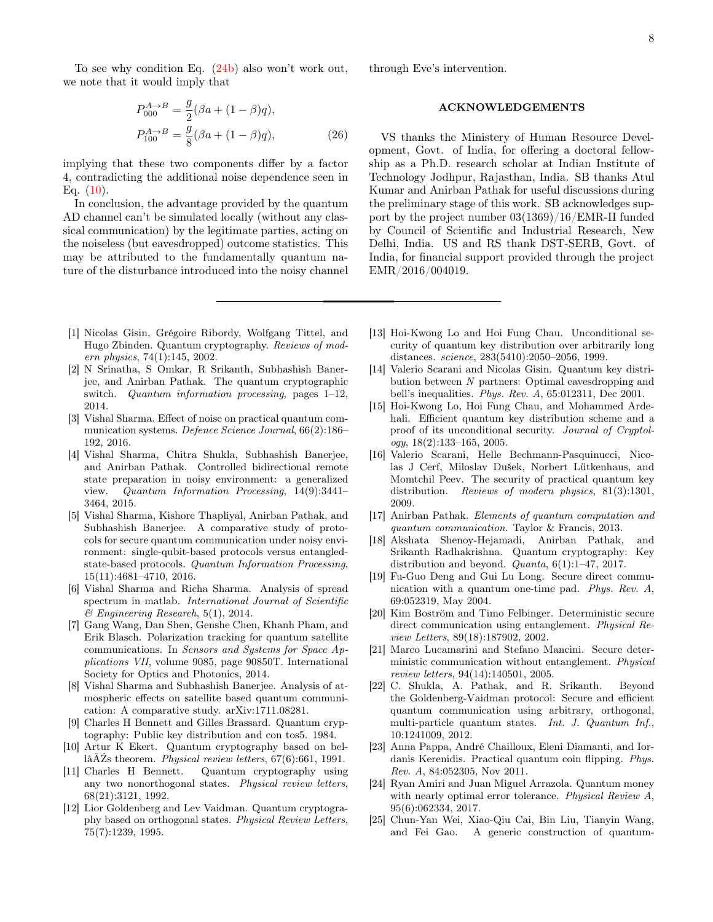To see why condition Eq. (24b) also won't work out, we note that it would imply that

$$
\begin{aligned}
P_{000}^{A\to B} &= \frac{g}{2}(\beta a + (1-\beta)q), \\
P_{100}^{A\to B} &= \frac{g}{8}(\beta a + (1-\beta)q),
\end{aligned}
\tag{26}
$$

implying that these two components differ by a factor 4, contradicting the additional noise dependence seen in Eq. (10).

In conclusion, the advantage provided by the quantum AD channel can't be simulated locally (without any classical communication) by the legitimate parties, acting on the noiseless (but eavesdropped) outcome statistics. This may be attributed to the fundamentally quantum nature of the disturbance introduced into the noisy channel through Eve's intervention.

## ACKNOWLEDGEMENTS

VS thanks the Ministry of Human Resource Development, Govt. of India, for offering a doctoral fellowship as a Ph.D. research scholar at Indian Institute of Technology Jodhpur, Rajasthan, India. SB thanks Atul Kumar and Anirban Pathak for useful discussions during the preliminary stage of this work. SB acknowledges support by the project number 03(1369)/16/EMR-II funded by Council of Scientific and Industrial Research, New Delhi, India. US and RS thank DST-SERB, Govt. of India, for financial support provided through the project EMR/2016/004019.

---

[1] Nicolas Gisin, Grégoire Ribordy, Wolfgang Tittel, and Hugo Zbinden. Quantum cryptography. *Reviews of modern physics*, 74(1):145, 2002.

[2] N Srinatha, S Omkar, R Srikanth, Subhashish Banerjee, and Anirban Pathak. The quantum cryptographic switch. *Quantum information processing*, pages 1–12, 2014.

[3] Vishal Sharma. Effect of noise on practical quantum communication systems. *Defence Science Journal*, 66(2):186–192, 2016.

[4] Vishal Sharma, Chitra Shukla, Subhashish Banerjee, and Anirban Pathak. Controlled bidirectional remote state preparation in noisy environment: a generalized view. *Quantum Information Processing*, 14(9):3441–3464, 2015.

[5] Vishal Sharma, Kishore Thapliyal, Anirban Pathak, and Subhashish Banerjee. A comparative study of protocols for secure quantum communication under noisy environment: single-qubit-based protocols versus entangled-state-based protocols. *Quantum Information Processing*, 15(11):4681–4710, 2016.

[6] Vishal Sharma and Richa Sharma. Analysis of spread spectrum in matlab. *International Journal of Scientific & Engineering Research*, 5(1), 2014.

[7] Gang Wang, Dan Shen, Genshe Chen, Khanh Pham, and Erik Blasch. Polarization tracking for quantum satellite communications. In *Sensors and Systems for Space Applications VII*, volume 9085, page 90850T. International Society for Optics and Photonics, 2014.

[8] Vishal Sharma and Subhashish Banerjee. Analysis of atmospheric effects on satellite based quantum communication: A comparative study. arXiv:1711.08281.

[9] Charles H Bennett and Gilles Brassard. Quantum cryptography: Public key distribution and con tos5. 1984.

[10] Artur K Ekert. Quantum cryptography based on bellâĂŹs theorem. *Physical review letters*, 67(6):661, 1991.

[11] Charles H Bennett. Quantum cryptography using any two nonorthogonal states. *Physical review letters*, 68(21):3121, 1992.

[12] Lior Goldenberg and Lev Vaidman. Quantum cryptography based on orthogonal states. *Physical Review Letters*, 75(7):1239, 1995.

[13] Hoi-Kwong Lo and Hoi Fung Chau. Unconditional security of quantum key distribution over arbitrarily long distances. *science*, 283(5410):2050–2056, 1999.

[14] Valerio Scarani and Nicolas Gisin. Quantum key distribution between $N$ partners: Optimal eavesdropping and bell's inequalities. *Phys. Rev. A*, 65:012311, Dec 2001.

[15] Hoi-Kwong Lo, Hoi Fung Chau, and Mohammed Ardehali. Efficient quantum key distribution scheme and a proof of its unconditional security. *Journal of Cryptology*, 18(2):133–165, 2005.

[16] Valerio Scarani, Helle Bechmann-Pasquinucci, Nicolas J Cerf, Miloslav Dušek, Norbert Lütkenhaus, and Momtchil Peev. The security of practical quantum key distribution. *Reviews of modern physics*, 81(3):1301, 2009.

[17] Anirban Pathak. *Elements of quantum computation and quantum communication*. Taylor & Francis, 2013.

[18] Akshata Shenoy-Hejamadi, Anirban Pathak, and Srikanth Radhakrishna. Quantum cryptography: Key distribution and beyond. *Quanta*, 6(1):1–47, 2017.

[19] Fu-Guo Deng and Gui Lu Long. Secure direct communication with a quantum one-time pad. *Phys. Rev. A*, 69:052319, May 2004.

[20] Kim Boström and Timo Felbinger. Deterministic secure direct communication using entanglement. *Physical Review Letters*, 89(18):187902, 2002.

[21] Marco Lucamarini and Stefano Mancini. Secure deterministic communication without entanglement. *Physical review letters*, 94(14):140501, 2005.

[22] C. Shukla, A. Pathak, and R. Srikanth. Beyond the Goldenberg-Vaidman protocol: Secure and efficient quantum communication using arbitrary, orthogonal, multi-particle quantum states. *Int. J. Quantum Inf.*, 10:1241009, 2012.

[23] Anna Pappa, André Chailloux, Eleni Diamanti, and Iordanis Kerenidis. Practical quantum coin flipping. *Phys. Rev. A*, 84:052305, Nov 2011.

[24] Ryan Amiri and Juan Miguel Arrazola. Quantum money with nearly optimal error tolerance. *Physical Review A*, 95(6):062334, 2017.

[25] Chun-Yan Wei, Xiao-Qiu Cai, Bin Liu, Tianyin Wang, and Fei Gao. A generic construction of quantum-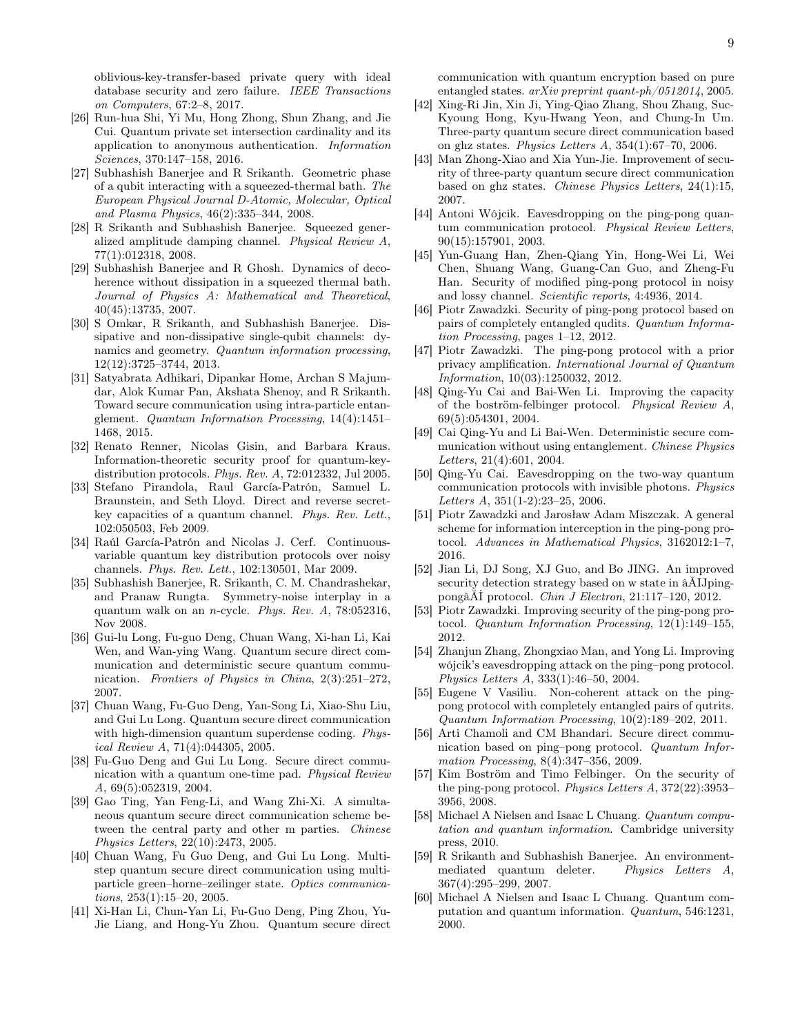oblivious-key-transfer-based private query with ideal database security and zero failure. *IEEE Transactions on Computers*, 67:2–8, 2017.

[26] Run-hua Shi, Yi Mu, Hong Zhong, Shun Zhang, and Jie Cui. Quantum private set intersection cardinality and its application to anonymous authentication. *Information Sciences*, 370:147–158, 2016.

[27] Subhashish Banerjee and R Srikanth. Geometric phase of a qubit interacting with a squeezed-thermal bath. *The European Physical Journal D-Atomic, Molecular, Optical and Plasma Physics*, 46(2):335–344, 2008.

[28] R Srikanth and Subhashish Banerjee. Squeezed generalized amplitude damping channel. *Physical Review A*, 77(1):012318, 2008.

[29] Subhashish Banerjee and R Ghosh. Dynamics of decoherence without dissipation in a squeezed thermal bath. *Journal of Physics A: Mathematical and Theoretical*, 40(45):13735, 2007.

[30] S Omkar, R Srikanth, and Subhashish Banerjee. Dissipative and non-dissipative single-qubit channels: dynamics and geometry. *Quantum information processing*, 12(12):3725–3744, 2013.

[31] Satyabrata Adhikari, Dipankar Home, Archan S Majumdar, Alok Kumar Pan, Akshata Shenoy, and R Srikanth. Toward secure communication using intra-particle entanglement. *Quantum Information Processing*, 14(4):1451–1468, 2015.

[32] Renato Renner, Nicolas Gisin, and Barbara Kraus. Information-theoretic security proof for quantum-key-distribution protocols. *Phys. Rev. A*, 72:012332, Jul 2005.

[33] Stefano Pirandola, Raul García-Patrón, Samuel L. Braunstein, and Seth Lloyd. Direct and reverse secret-key capacities of a quantum channel. *Phys. Rev. Lett.*, 102:050503, Feb 2009.

[34] Raúl García-Patrón and Nicolas J. Cerf. Continuous-variable quantum key distribution protocols over noisy channels. *Phys. Rev. Lett.*, 102:130501, Mar 2009.

[35] Subhashish Banerjee, R. Srikanth, C. M. Chandrashekar, and Pranaw Rungta. Symmetry-noise interplay in a quantum walk on an *n*-cycle. *Phys. Rev. A*, 78:052316, Nov 2008.

[36] Gui-lu Long, Fu-guo Deng, Chuan Wang, Xi-han Li, Kai Wen, and Wan-ying Wang. Quantum secure direct communication and deterministic secure quantum communication. *Frontiers of Physics in China*, 2(3):251–272, 2007.

[37] Chuan Wang, Fu-Guo Deng, Yan-Song Li, Xiao-Shu Liu, and Gui Lu Long. Quantum secure direct communication with high-dimension quantum superdense coding. *Physical Review A*, 71(4):044305, 2005.

[38] Fu-Guo Deng and Gui Lu Long. Secure direct communication with a quantum one-time pad. *Physical Review A*, 69(5):052319, 2004.

[39] Gao Ting, Yan Feng-Li, and Wang Zhi-Xi. A simultaneous quantum secure direct communication scheme between the central party and other m parties. *Chinese Physics Letters*, 22(10):2473, 2005.

[40] Chuan Wang, Fu Guo Deng, and Gui Lu Long. Multi-step quantum secure direct communication using multi-particle green–horne–zeilinger state. *Optics communications*, 253(1):15–20, 2005.

[41] Xi-Han Li, Chun-Yan Li, Fu-Guo Deng, Ping Zhou, Yu-Jie Liang, and Hong-Yu Zhou. Quantum secure direct communication with quantum encryption based on pure entangled states. *arXiv preprint quant-ph/0512014*, 2005.

[42] Xing-Ri Jin, Xin Ji, Ying-Qiao Zhang, Shou Zhang, Suc-Kyoung Hong, Kyu-Hwang Yeon, and Chung-In Um. Three-party quantum secure direct communication based on ghz states. *Physics Letters A*, 354(1):67–70, 2006.

[43] Man Zhong-Xiao and Xia Yun-Jie. Improvement of security of three-party quantum secure direct communication based on ghz states. *Chinese Physics Letters*, 24(1):15, 2007.

[44] Antoni Wójcik. Eavesdropping on the ping-pong quantum communication protocol. *Physical Review Letters*, 90(15):157901, 2003.

[45] Yun-Guang Han, Zhen-Qiang Yin, Hong-Wei Li, Wei Chen, Shuang Wang, Guang-Can Guo, and Zheng-Fu Han. Security of modified ping-pong protocol in noisy and lossy channel. *Scientific reports*, 4:4936, 2014.

[46] Piotr Zawadzki. Security of ping-pong protocol based on pairs of completely entangled qudits. *Quantum Information Processing*, pages 1–12, 2012.

[47] Piotr Zawadzki. The ping-pong protocol with a prior privacy amplification. *International Journal of Quantum Information*, 10(03):1250032, 2012.

[48] Qing-Yu Cai and Bai-Wen Li. Improving the capacity of the boström-felbinger protocol. *Physical Review A*, 69(5):054301, 2004.

[49] Cai Qing-Yu and Li Bai-Wen. Deterministic secure communication without using entanglement. *Chinese Physics Letters*, 21(4):601, 2004.

[50] Qing-Yu Cai. Eavesdropping on the two-way quantum communication protocols with invisible photons. *Physics Letters A*, 351(1-2):23–25, 2006.

[51] Piotr Zawadzki and Jarosław Adam Miszczak. A general scheme for information interception in the ping-pong protocol. *Advances in Mathematical Physics*, 3162012:1–7, 2016.

[52] Jian Li, DJ Song, XJ Guo, and Bo JING. An improved security detection strategy based on w state in âĂIJping-pongâĂİ protocol. *Chin J Electron*, 21:117–120, 2012.

[53] Piotr Zawadzki. Improving security of the ping-pong protocol. *Quantum Information Processing*, 12(1):149–155, 2012.

[54] Zhanjun Zhang, Zhongxiao Man, and Yong Li. Improving wójcik's eavesdropping attack on the ping–pong protocol. *Physics Letters A*, 333(1):46–50, 2004.

[55] Eugene V Vasiliu. Non-coherent attack on the ping-pong protocol with completely entangled pairs of qutrits. *Quantum Information Processing*, 10(2):189–202, 2011.

[56] Arti Chamoli and CM Bhandari. Secure direct communication based on ping–pong protocol. *Quantum Information Processing*, 8(4):347–356, 2009.

[57] Kim Boström and Timo Felbinger. On the security of the ping-pong protocol. *Physics Letters A*, 372(22):3953–3956, 2008.

[58] Michael A Nielsen and Isaac L Chuang. *Quantum computation and quantum information*. Cambridge university press, 2010.

[59] R Srikanth and Subhashish Banerjee. An environment-mediated quantum deleter. *Physics Letters A*, 367(4):295–299, 2007.

[60] Michael A Nielsen and Isaac L Chuang. Quantum computation and quantum information. *Quantum*, 546:1231, 2000.